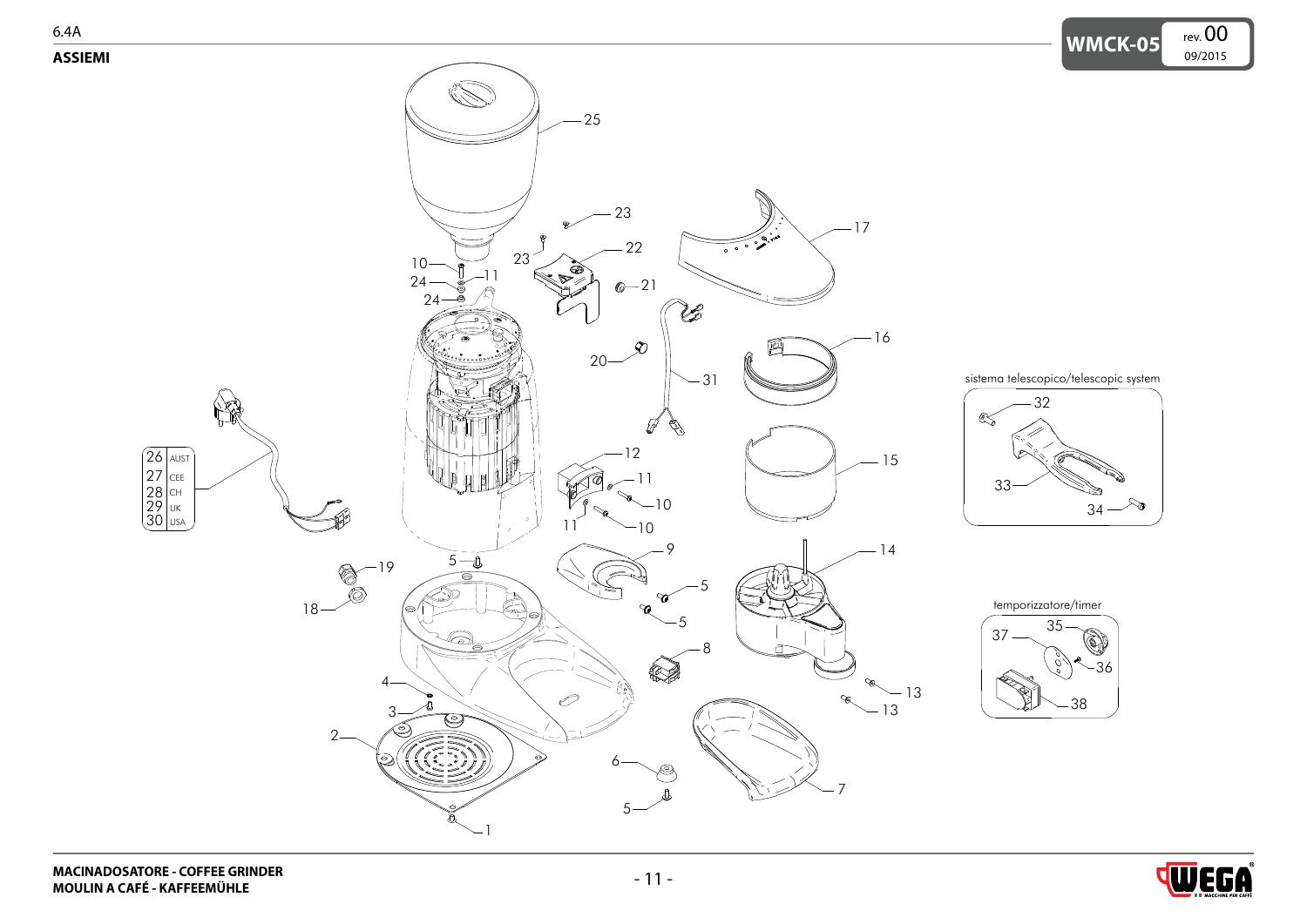6.4A

**ASSIEMI**

sistema telescopico/telescopic system

temporizzatore/timer

| 26 | AUST |
| --- | --- |
| 27 | CEE |
| 28 | CH |
| 29 | UK |
| 30 | USA |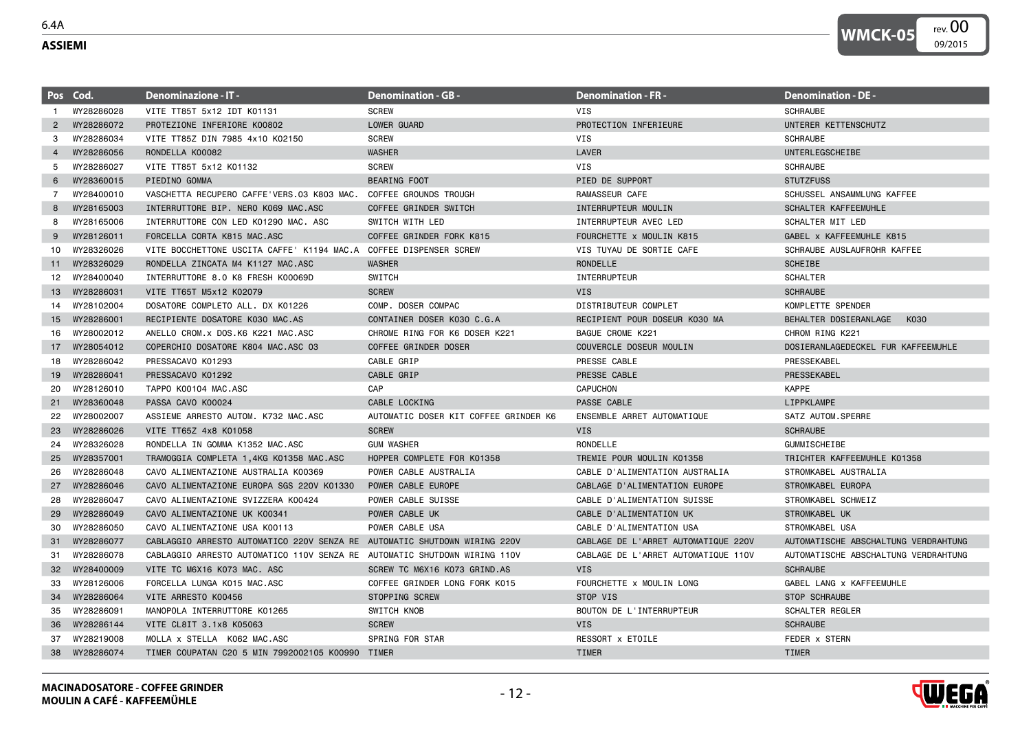6.4A

**ASSIEMI**

| Pos | Cod. | Denominazione - IT - | Denomination - GB - | Denomination - FR - | Denomination - DE - |
|---|---|---|---|---|---|
| 1 | WY28286028 | VITE TT85T 5x12 IDT K01131 | SCREW | VIS | SCHRAUBE |
| 2 | WY28286072 | PROTEZIONE INFERIORE K00802 | LOWER GUARD | PROTECTION INFERIEURE | UNTERER KETTENSCHUTZ |
| 3 | WY28286034 | VITE TT85Z DIN 7985 4x10 K02150 | SCREW | VIS | SCHRAUBE |
| 4 | WY28286056 | RONDELLA K00082 | WASHER | LAVER | UNTERLEGSCHEIBE |
| 5 | WY28286027 | VITE TT85T 5x12 K01132 | SCREW | VIS | SCHRAUBE |
| 6 | WY28360015 | PIEDINO GOMMA | BEARING FOOT | PIED DE SUPPORT | STUTZFUSS |
| 7 | WY28400010 | VASCHETTA RECUPERO CAFFE'VERS.03 K803 MAC. | COFFEE GROUNDS TROUGH | RAMASSEUR CAFE | SCHUSSEL ANSAMMLUNG KAFFEE |
| 8 | WY28165003 | INTERRUTTORE BIP. NERO K069 MAC.ASC | COFFEE GRINDER SWITCH | INTERRUPTEUR MOULIN | SCHALTER KAFFEEMUHLE |
| 8 | WY28165006 | INTERRUTTORE CON LED K01290 MAC. ASC | SWITCH WITH LED | INTERRUPTEUR AVEC LED | SCHALTER MIT LED |
| 9 | WY28126011 | FORCELLA CORTA K815 MAC.ASC | COFFEE GRINDER FORK K815 | FOURCHETTE x MOULIN K815 | GABEL x KAFFEEMUHLE K815 |
| 10 | WY28326026 | VITE BOCCHETTONE USCITA CAFFE' K1194 MAC.A | COFFEE DISPENSER SCREW | VIS TUYAU DE SORTIE CAFE | SCHRAUBE AUSLAUFROHR KAFFEE |
| 11 | WY28326029 | RONDELLA ZINCATA M4 K1127 MAC.ASC | WASHER | RONDELLE | SCHEIBE |
| 12 | WY28400040 | INTERRUTTORE 8.0 K8 FRESH K00069D | SWITCH | INTERRUPTEUR | SCHALTER |
| 13 | WY28286031 | VITE TT65T M5x12 K02079 | SCREW | VIS | SCHRAUBE |
| 14 | WY28102004 | DOSATORE COMPLETO ALL. DX K01226 | COMP. DOSER COMPAC | DISTRIBUTEUR COMPLET | KOMPLETTE SPENDER |
| 15 | WY28286001 | RECIPIENTE DOSATORE K030 MAC.AS | CONTAINER DOSER K030 C.G.A | RECIPIENT POUR DOSEUR K030 MA | BEHALTER DOSIERANLAGE K030 |
| 16 | WY28002012 | ANELLO CROM.x DOS.K6 K221 MAC.ASC | CHROME RING FOR K6 DOSER K221 | BAGUE CROME K221 | CHROM RING K221 |
| 17 | WY28054012 | COPERCHIO DOSATORE K804 MAC.ASC 03 | COFFEE GRINDER DOSER | COUVERCLE DOSEUR MOULIN | DOSIERANLAGEDECKEL FUR KAFFEEMUHLE |
| 18 | WY28286042 | PRESSACAVO K01293 | CABLE GRIP | PRESSE CABLE | PRESSEKABEL |
| 19 | WY28286041 | PRESSACAVO K01292 | CABLE GRIP | PRESSE CABLE | PRESSEKABEL |
| 20 | WY28126010 | TAPPO K00104 MAC.ASC | CAP | CAPUCHON | KAPPE |
| 21 | WY28360048 | PASSA CAVO K00024 | CABLE LOCKING | PASSE CABLE | LIPPKLAMPE |
| 22 | WY28002007 | ASSIEME ARRESTO AUTOM. K732 MAC.ASC | AUTOMATIC DOSER KIT COFFEE GRINDER K6 | ENSEMBLE ARRET AUTOMATIQUE | SATZ AUTOM.SPERRE |
| 23 | WY28286026 | VITE TT65Z 4x8 K01058 | SCREW | VIS | SCHRAUBE |
| 24 | WY28326028 | RONDELLA IN GOMMA K1352 MAC.ASC | GUM WASHER | RONDELLE | GUMMISCHEIBE |
| 25 | WY28357001 | TRAMOGGIA COMPLETA 1,4KG K01358 MAC.ASC | HOPPER COMPLETE FOR K01358 | TREMIE POUR MOULIN K01358 | TRICHTER KAFFEEMUHLE K01358 |
| 26 | WY28286048 | CAVO ALIMENTAZIONE AUSTRALIA K00369 | POWER CABLE AUSTRALIA | CABLE D'ALIMENTATION AUSTRALIA | STROMKABEL AUSTRALIA |
| 27 | WY28286046 | CAVO ALIMENTAZIONE EUROPA SGS 220V K01330 | POWER CABLE EUROPE | CABLAGE D'ALIMENTATION EUROPE | STROMKABEL EUROPA |
| 28 | WY28286047 | CAVO ALIMENTAZIONE SVIZZERA K00424 | POWER CABLE SUISSE | CABLE D'ALIMENTATION SUISSE | STROMKABEL SCHWEIZ |
| 29 | WY28286049 | CAVO ALIMENTAZIONE UK K00341 | POWER CABLE UK | CABLE D'ALIMENTATION UK | STROMKABEL UK |
| 30 | WY28286050 | CAVO ALIMENTAZIONE USA K00113 | POWER CABLE USA | CABLE D'ALIMENTATION USA | STROMKABEL USA |
| 31 | WY28286077 | CABLAGGIO ARRESTO AUTOMATICO 220V SENZA RE | AUTOMATIC SHUTDOWN WIRING 220V | CABLAGE DE L'ARRET AUTOMATIQUE 220V | AUTOMATISCHE ABSCHALTUNG VERDRAHTUNG |
| 31 | WY28286078 | CABLAGGIO ARRESTO AUTOMATICO 110V SENZA RE | AUTOMATIC SHUTDOWN WIRING 110V | CABLAGE DE L'ARRET AUTOMATIQUE 110V | AUTOMATISCHE ABSCHALTUNG VERDRAHTUNG |
| 32 | WY28400009 | VITE TC M6X16 K073 MAC. ASC | SCREW TC M6X16 K073 GRIND.AS | VIS | SCHRAUBE |
| 33 | WY28126006 | FORCELLA LUNGA K015 MAC.ASC | COFFEE GRINDER LONG FORK K015 | FOURCHETTE x MOULIN LONG | GABEL LANG x KAFFEEMUHLE |
| 34 | WY28286064 | VITE ARRESTO K00456 | STOPPING SCREW | STOP VIS | STOP SCHRAUBE |
| 35 | WY28286091 | MANOPOLA INTERRUTTORE K01265 | SWITCH KNOB | BOUTON DE L'INTERRUPTEUR | SCHALTER REGLER |
| 36 | WY28286144 | VITE CL8IT 3.1x8 K05063 | SCREW | VIS | SCHRAUBE |
| 37 | WY28219008 | MOLLA x STELLA K062 MAC.ASC | SPRING FOR STAR | RESSORT x ETOILE | FEDER x STERN |
| 38 | WY28286074 | TIMER COUPATAN C20 5 MIN 7992002105 K00990 | TIMER | TIMER | TIMER |

**MACINADOSATORE - COFFEE GRINDER**
**MOULIN A CAFÉ - KAFFEEMÜHLE**